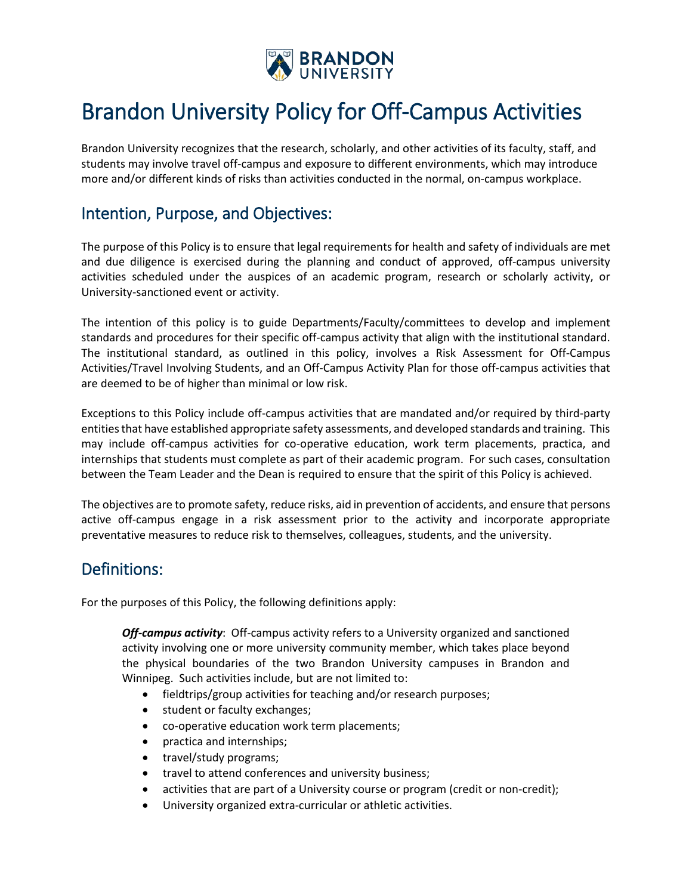# Brandon University Policy for Off-Campus Activities

Brandon University recognizes that the research, scholarly, and other activities of its faculty, staff, and students may involve travel off-campus and exposure to different environments, which may introduce more and/or different kinds of risks than activities conducted in the normal, on-campus workplace.

## Intention, Purpose, and Objectives:

The purpose of this Policy is to ensure that legal requirements for health and safety of individuals are met and due diligence is exercised during the planning and conduct of approved, off-campus university activities scheduled under the auspices of an academic program, research or scholarly activity, or University-sanctioned event or activity.

The intention of this policy is to guide Departments/Faculty/committees to develop and implement standards and procedures for their specific off-campus activity that align with the institutional standard. The institutional standard, as outlined in this policy, involves a Risk Assessment for Off-Campus Activities/Travel Involving Students, and an Off-Campus Activity Plan for those off-campus activities that are deemed to be of higher than minimal or low risk.

Exceptions to this Policy include off-campus activities that are mandated and/or required by third-party entities that have established appropriate safety assessments, and developed standards and training. This may include off-campus activities for co-operative education, work term placements, practica, and internships that students must complete as part of their academic program. For such cases, consultation between the Team Leader and the Dean is required to ensure that the spirit of this Policy is achieved.

The objectives are to promote safety, reduce risks, aid in prevention of accidents, and ensure that persons active off-campus engage in a risk assessment prior to the activity and incorporate appropriate preventative measures to reduce risk to themselves, colleagues, students, and the university.

## Definitions:

For the purposes of this Policy, the following definitions apply:

***Off-campus activity***: Off-campus activity refers to a University organized and sanctioned activity involving one or more university community member, which takes place beyond the physical boundaries of the two Brandon University campuses in Brandon and Winnipeg. Such activities include, but are not limited to:

- fieldtrips/group activities for teaching and/or research purposes;
- student or faculty exchanges;
- co-operative education work term placements;
- practica and internships;
- travel/study programs;
- travel to attend conferences and university business;
- activities that are part of a University course or program (credit or non-credit);
- University organized extra-curricular or athletic activities.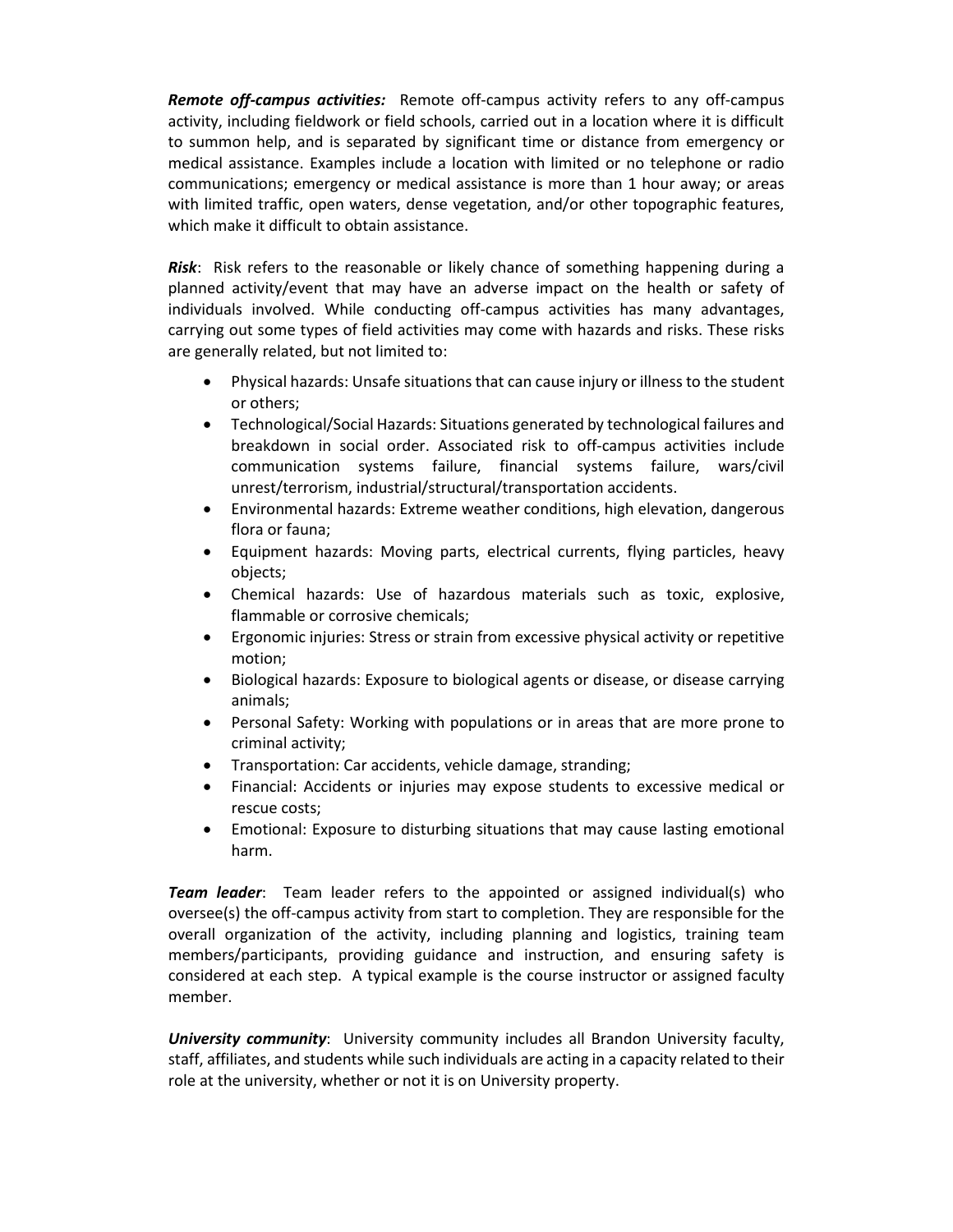***Remote off-campus activities:*** Remote off-campus activity refers to any off-campus activity, including fieldwork or field schools, carried out in a location where it is difficult to summon help, and is separated by significant time or distance from emergency or medical assistance. Examples include a location with limited or no telephone or radio communications; emergency or medical assistance is more than 1 hour away; or areas with limited traffic, open waters, dense vegetation, and/or other topographic features, which make it difficult to obtain assistance.

***Risk***: Risk refers to the reasonable or likely chance of something happening during a planned activity/event that may have an adverse impact on the health or safety of individuals involved. While conducting off-campus activities has many advantages, carrying out some types of field activities may come with hazards and risks. These risks are generally related, but not limited to:

- Physical hazards: Unsafe situations that can cause injury or illness to the student or others;
- Technological/Social Hazards: Situations generated by technological failures and breakdown in social order. Associated risk to off-campus activities include communication systems failure, financial systems failure, wars/civil unrest/terrorism, industrial/structural/transportation accidents.
- Environmental hazards: Extreme weather conditions, high elevation, dangerous flora or fauna;
- Equipment hazards: Moving parts, electrical currents, flying particles, heavy objects;
- Chemical hazards: Use of hazardous materials such as toxic, explosive, flammable or corrosive chemicals;
- Ergonomic injuries: Stress or strain from excessive physical activity or repetitive motion;
- Biological hazards: Exposure to biological agents or disease, or disease carrying animals;
- Personal Safety: Working with populations or in areas that are more prone to criminal activity;
- Transportation: Car accidents, vehicle damage, stranding;
- Financial: Accidents or injuries may expose students to excessive medical or rescue costs;
- Emotional: Exposure to disturbing situations that may cause lasting emotional harm.

***Team leader***: Team leader refers to the appointed or assigned individual(s) who oversee(s) the off-campus activity from start to completion. They are responsible for the overall organization of the activity, including planning and logistics, training team members/participants, providing guidance and instruction, and ensuring safety is considered at each step. A typical example is the course instructor or assigned faculty member.

***University community***: University community includes all Brandon University faculty, staff, affiliates, and students while such individuals are acting in a capacity related to their role at the university, whether or not it is on University property.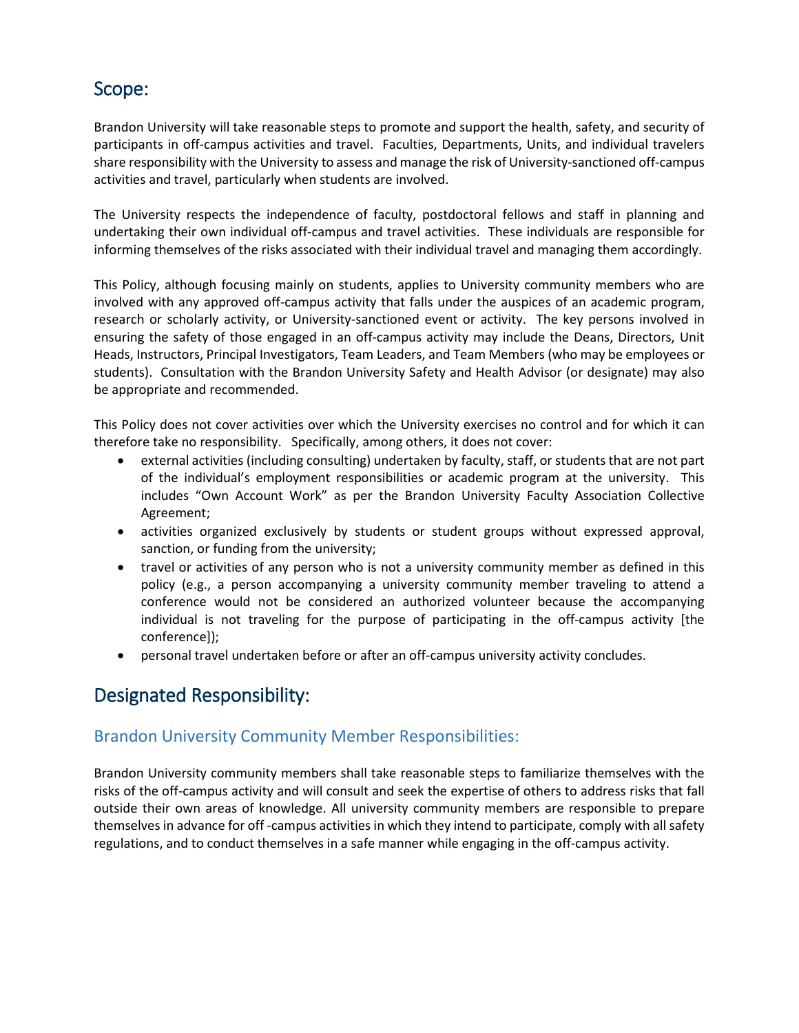## Scope:

Brandon University will take reasonable steps to promote and support the health, safety, and security of participants in off-campus activities and travel. Faculties, Departments, Units, and individual travelers share responsibility with the University to assess and manage the risk of University-sanctioned off-campus activities and travel, particularly when students are involved.

The University respects the independence of faculty, postdoctoral fellows and staff in planning and undertaking their own individual off-campus and travel activities. These individuals are responsible for informing themselves of the risks associated with their individual travel and managing them accordingly.

This Policy, although focusing mainly on students, applies to University community members who are involved with any approved off-campus activity that falls under the auspices of an academic program, research or scholarly activity, or University-sanctioned event or activity. The key persons involved in ensuring the safety of those engaged in an off-campus activity may include the Deans, Directors, Unit Heads, Instructors, Principal Investigators, Team Leaders, and Team Members (who may be employees or students). Consultation with the Brandon University Safety and Health Advisor (or designate) may also be appropriate and recommended.

This Policy does not cover activities over which the University exercises no control and for which it can therefore take no responsibility. Specifically, among others, it does not cover:

- external activities (including consulting) undertaken by faculty, staff, or students that are not part of the individual's employment responsibilities or academic program at the university. This includes "Own Account Work" as per the Brandon University Faculty Association Collective Agreement;
- activities organized exclusively by students or student groups without expressed approval, sanction, or funding from the university;
- travel or activities of any person who is not a university community member as defined in this policy (e.g., a person accompanying a university community member traveling to attend a conference would not be considered an authorized volunteer because the accompanying individual is not traveling for the purpose of participating in the off-campus activity [the conference]);
- personal travel undertaken before or after an off-campus university activity concludes.

## Designated Responsibility:

### Brandon University Community Member Responsibilities:

Brandon University community members shall take reasonable steps to familiarize themselves with the risks of the off-campus activity and will consult and seek the expertise of others to address risks that fall outside their own areas of knowledge. All university community members are responsible to prepare themselves in advance for off -campus activities in which they intend to participate, comply with all safety regulations, and to conduct themselves in a safe manner while engaging in the off-campus activity.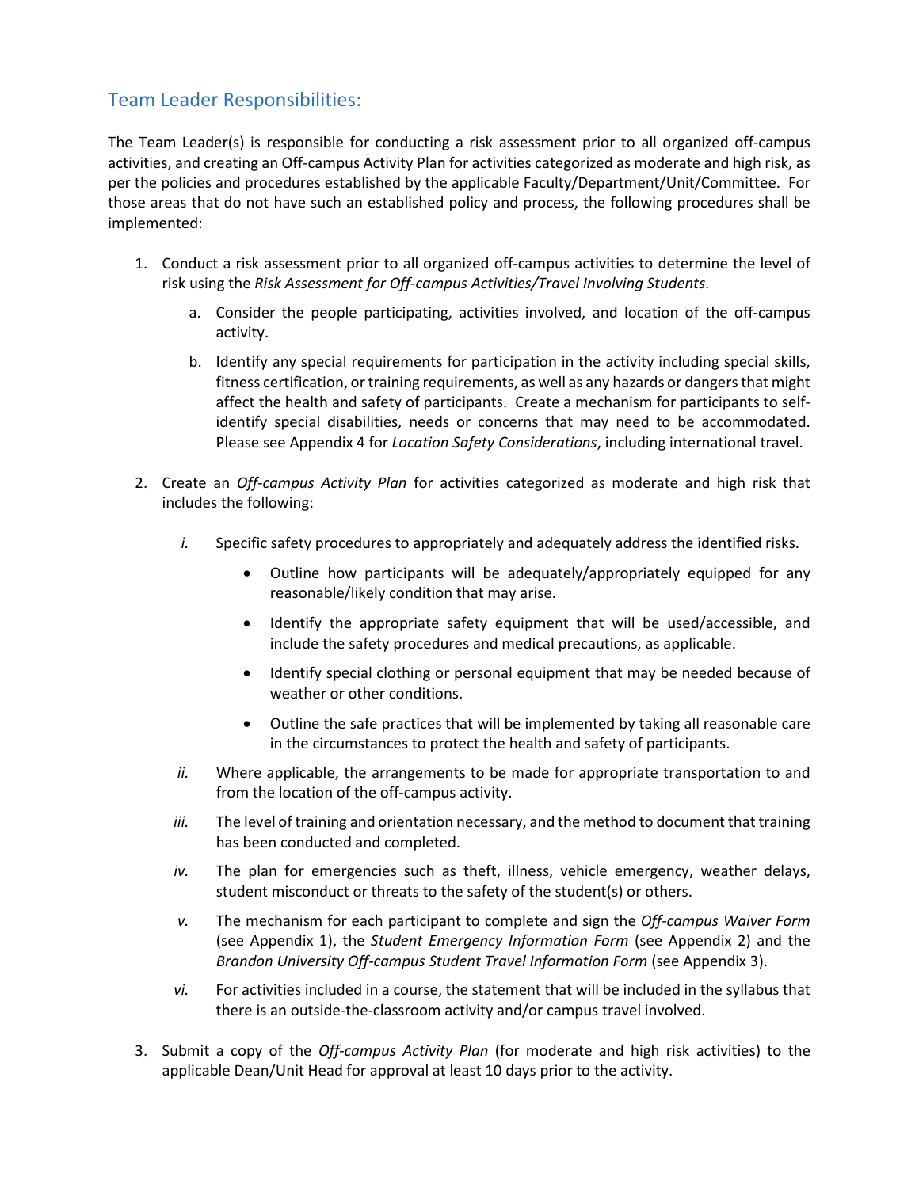## Team Leader Responsibilities:

The Team Leader(s) is responsible for conducting a risk assessment prior to all organized off-campus activities, and creating an Off-campus Activity Plan for activities categorized as moderate and high risk, as per the policies and procedures established by the applicable Faculty/Department/Unit/Committee. For those areas that do not have such an established policy and process, the following procedures shall be implemented:

1. Conduct a risk assessment prior to all organized off-campus activities to determine the level of risk using the *Risk Assessment for Off-campus Activities/Travel Involving Students*.
   a. Consider the people participating, activities involved, and location of the off-campus activity.
   b. Identify any special requirements for participation in the activity including special skills, fitness certification, or training requirements, as well as any hazards or dangers that might affect the health and safety of participants. Create a mechanism for participants to self-identify special disabilities, needs or concerns that may need to be accommodated. Please see Appendix 4 for *Location Safety Considerations*, including international travel.

2. Create an *Off-campus Activity Plan* for activities categorized as moderate and high risk that includes the following:
   *i.* Specific safety procedures to appropriately and adequately address the identified risks.
      - Outline how participants will be adequately/appropriately equipped for any reasonable/likely condition that may arise.
      - Identify the appropriate safety equipment that will be used/accessible, and include the safety procedures and medical precautions, as applicable.
      - Identify special clothing or personal equipment that may be needed because of weather or other conditions.
      - Outline the safe practices that will be implemented by taking all reasonable care in the circumstances to protect the health and safety of participants.

   *ii.* Where applicable, the arrangements to be made for appropriate transportation to and from the location of the off-campus activity.

   *iii.* The level of training and orientation necessary, and the method to document that training has been conducted and completed.

   *iv.* The plan for emergencies such as theft, illness, vehicle emergency, weather delays, student misconduct or threats to the safety of the student(s) or others.

   *v.* The mechanism for each participant to complete and sign the *Off-campus Waiver Form* (see Appendix 1), the *Student Emergency Information Form* (see Appendix 2) and the *Brandon University Off-campus Student Travel Information Form* (see Appendix 3).

   *vi.* For activities included in a course, the statement that will be included in the syllabus that there is an outside-the-classroom activity and/or campus travel involved.

3. Submit a copy of the *Off-campus Activity Plan* (for moderate and high risk activities) to the applicable Dean/Unit Head for approval at least 10 days prior to the activity.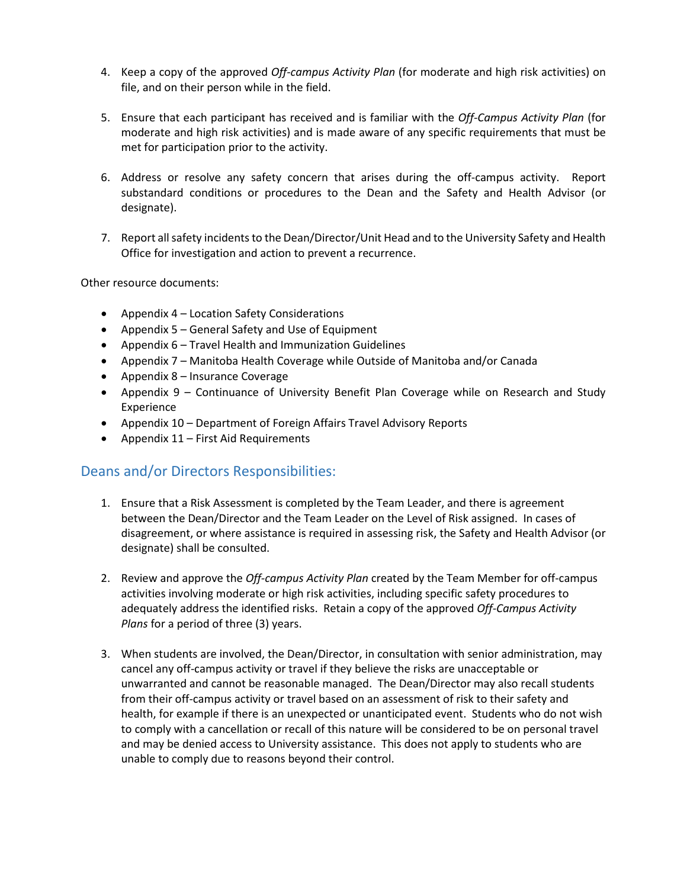4. Keep a copy of the approved *Off-campus Activity Plan* (for moderate and high risk activities) on file, and on their person while in the field.

5. Ensure that each participant has received and is familiar with the *Off-Campus Activity Plan* (for moderate and high risk activities) and is made aware of any specific requirements that must be met for participation prior to the activity.

6. Address or resolve any safety concern that arises during the off-campus activity. Report substandard conditions or procedures to the Dean and the Safety and Health Advisor (or designate).

7. Report all safety incidents to the Dean/Director/Unit Head and to the University Safety and Health Office for investigation and action to prevent a recurrence.

Other resource documents:

- Appendix 4 – Location Safety Considerations
- Appendix 5 – General Safety and Use of Equipment
- Appendix 6 – Travel Health and Immunization Guidelines
- Appendix 7 – Manitoba Health Coverage while Outside of Manitoba and/or Canada
- Appendix 8 – Insurance Coverage
- Appendix 9 – Continuance of University Benefit Plan Coverage while on Research and Study Experience
- Appendix 10 – Department of Foreign Affairs Travel Advisory Reports
- Appendix 11 – First Aid Requirements

## Deans and/or Directors Responsibilities:

1. Ensure that a Risk Assessment is completed by the Team Leader, and there is agreement between the Dean/Director and the Team Leader on the Level of Risk assigned. In cases of disagreement, or where assistance is required in assessing risk, the Safety and Health Advisor (or designate) shall be consulted.

2. Review and approve the *Off-campus Activity Plan* created by the Team Member for off-campus activities involving moderate or high risk activities, including specific safety procedures to adequately address the identified risks. Retain a copy of the approved *Off-Campus Activity Plans* for a period of three (3) years.

3. When students are involved, the Dean/Director, in consultation with senior administration, may cancel any off-campus activity or travel if they believe the risks are unacceptable or unwarranted and cannot be reasonable managed. The Dean/Director may also recall students from their off-campus activity or travel based on an assessment of risk to their safety and health, for example if there is an unexpected or unanticipated event. Students who do not wish to comply with a cancellation or recall of this nature will be considered to be on personal travel and may be denied access to University assistance. This does not apply to students who are unable to comply due to reasons beyond their control.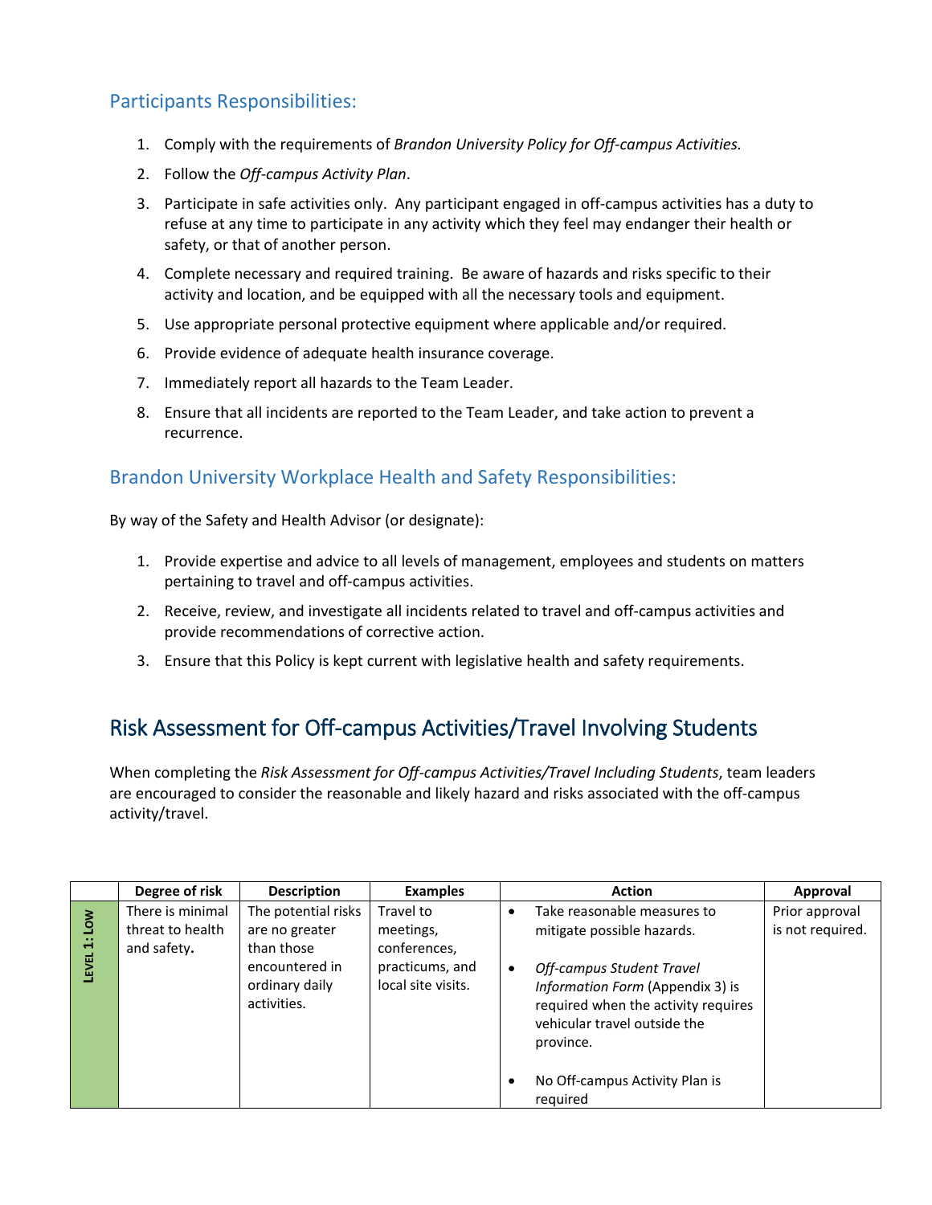## Participants Responsibilities:

1. Comply with the requirements of *Brandon University Policy for Off-campus Activities.*
2. Follow the *Off-campus Activity Plan*.
3. Participate in safe activities only. Any participant engaged in off-campus activities has a duty to refuse at any time to participate in any activity which they feel may endanger their health or safety, or that of another person.
4. Complete necessary and required training. Be aware of hazards and risks specific to their activity and location, and be equipped with all the necessary tools and equipment.
5. Use appropriate personal protective equipment where applicable and/or required.
6. Provide evidence of adequate health insurance coverage.
7. Immediately report all hazards to the Team Leader.
8. Ensure that all incidents are reported to the Team Leader, and take action to prevent a recurrence.

## Brandon University Workplace Health and Safety Responsibilities:

By way of the Safety and Health Advisor (or designate):

1. Provide expertise and advice to all levels of management, employees and students on matters pertaining to travel and off-campus activities.
2. Receive, review, and investigate all incidents related to travel and off-campus activities and provide recommendations of corrective action.
3. Ensure that this Policy is kept current with legislative health and safety requirements.

# Risk Assessment for Off-campus Activities/Travel Involving Students

When completing the *Risk Assessment for Off-campus Activities/Travel Including Students*, team leaders are encouraged to consider the reasonable and likely hazard and risks associated with the off-campus activity/travel.

| | Degree of risk | Description | Examples | Action | Approval |
|---|---|---|---|---|---|
| **Level 1: Low** | There is minimal threat to health and safety**.** | The potential risks are no greater than those encountered in ordinary daily activities. | Travel to meetings, conferences, practicums, and local site visits. | • Take reasonable measures to mitigate possible hazards.<br>• *Off-campus Student Travel Information Form* (Appendix 3) is required when the activity requires vehicular travel outside the province.<br>• No Off-campus Activity Plan is required | Prior approval is not required. |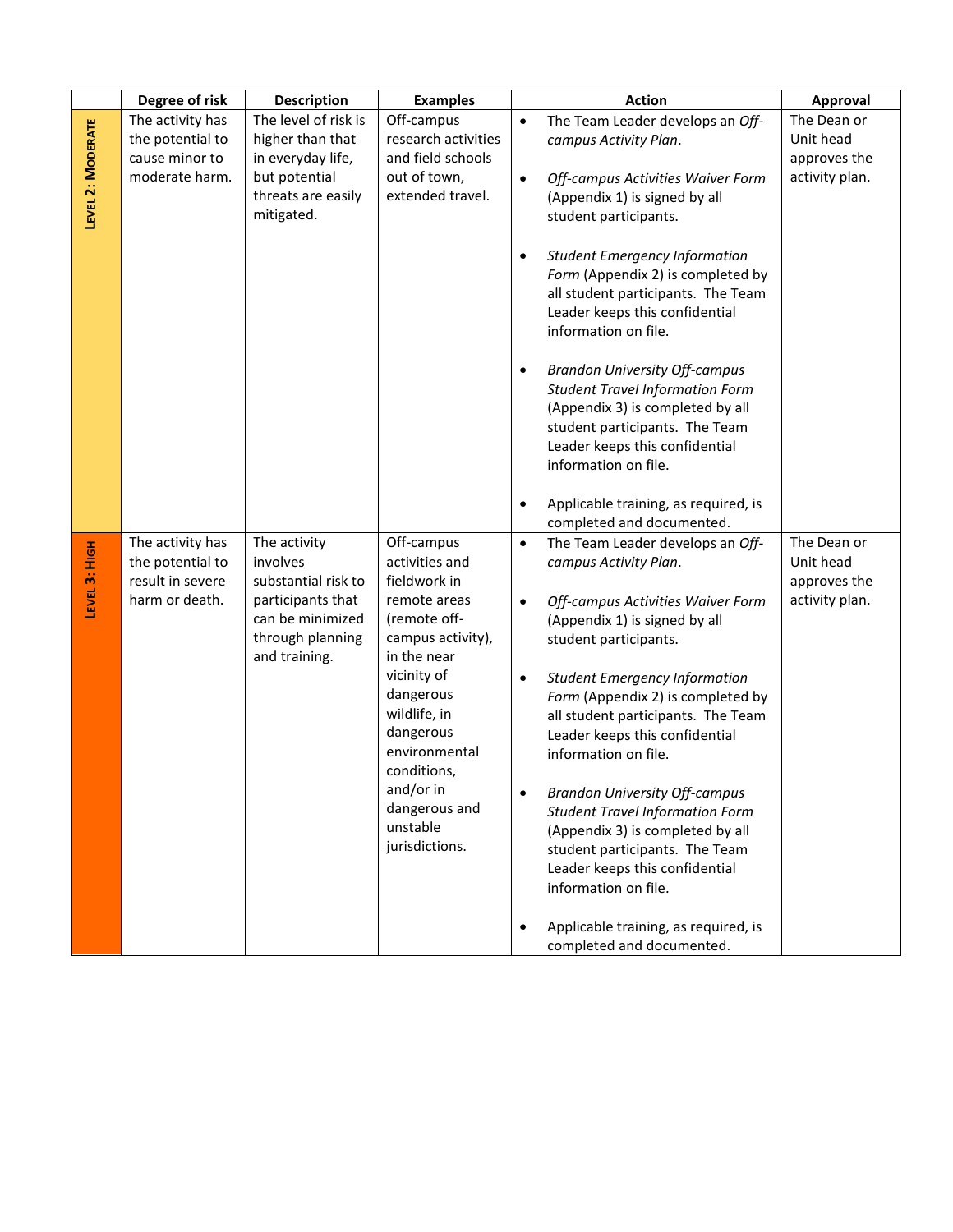| | Degree of risk | Description | Examples | Action | Approval |
|---|---|---|---|---|---|
| **Level 2: Moderate** | The activity has the potential to cause minor to moderate harm. | The level of risk is higher than that in everyday life, but potential threats are easily mitigated. | Off-campus research activities and field schools out of town, extended travel. | • The Team Leader develops an *Off-campus Activity Plan*.<br>• *Off-campus Activities Waiver Form* (Appendix 1) is signed by all student participants.<br>• *Student Emergency Information Form* (Appendix 2) is completed by all student participants. The Team Leader keeps this confidential information on file.<br>• *Brandon University Off-campus Student Travel Information Form* (Appendix 3) is completed by all student participants. The Team Leader keeps this confidential information on file.<br>• Applicable training, as required, is completed and documented. | The Dean or Unit head approves the activity plan. |
| **Level 3: High** | The activity has the potential to result in severe harm or death. | The activity involves substantial risk to participants that can be minimized through planning and training. | Off-campus activities and fieldwork in remote areas (remote off-campus activity), in the near vicinity of dangerous wildlife, in dangerous environmental conditions, and/or in dangerous and unstable jurisdictions. | • The Team Leader develops an *Off-campus Activity Plan*.<br>• *Off-campus Activities Waiver Form* (Appendix 1) is signed by all student participants.<br>• *Student Emergency Information Form* (Appendix 2) is completed by all student participants. The Team Leader keeps this confidential information on file.<br>• *Brandon University Off-campus Student Travel Information Form* (Appendix 3) is completed by all student participants. The Team Leader keeps this confidential information on file.<br>• Applicable training, as required, is completed and documented. | The Dean or Unit head approves the activity plan. |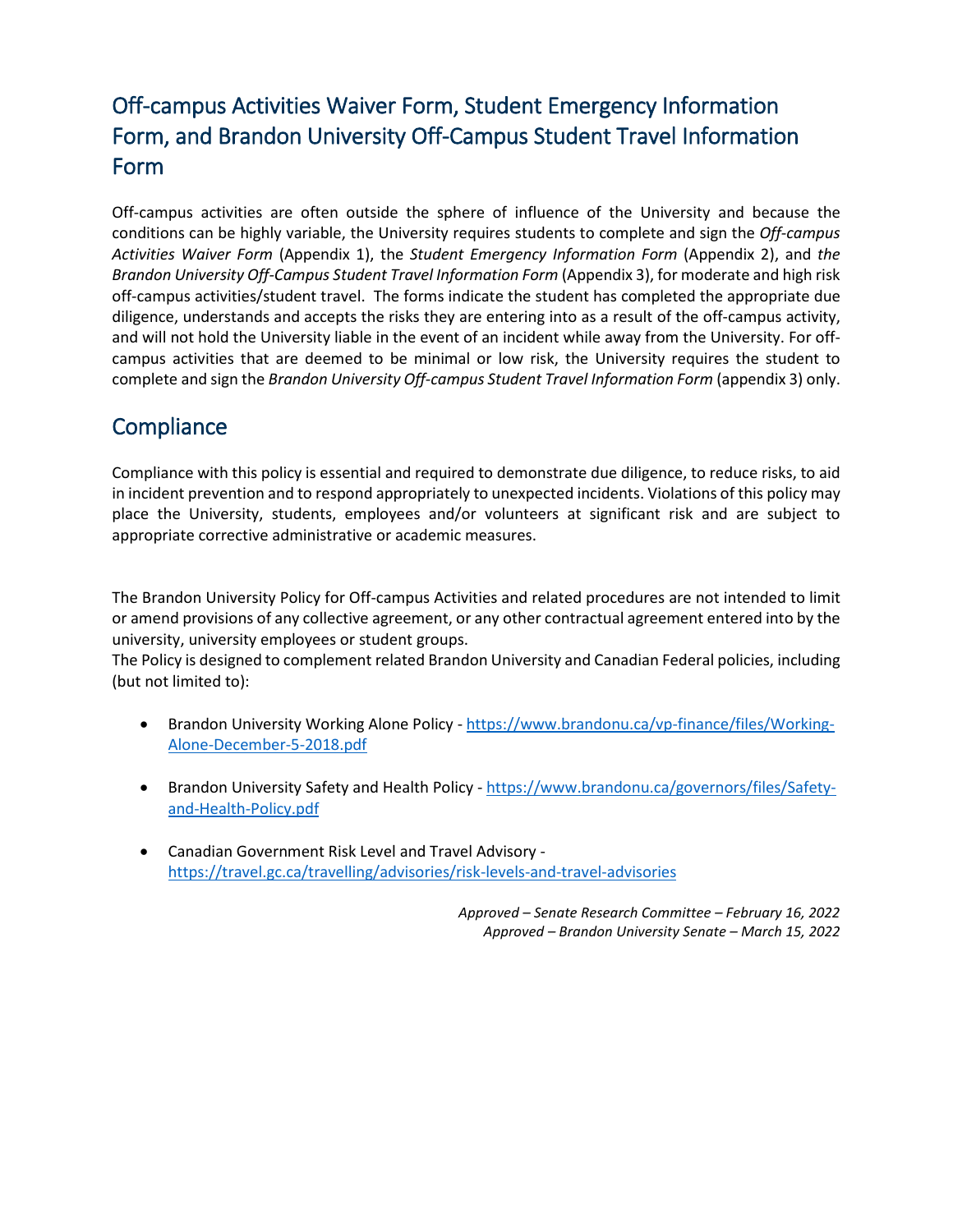## Off-campus Activities Waiver Form, Student Emergency Information Form, and Brandon University Off-Campus Student Travel Information Form

Off-campus activities are often outside the sphere of influence of the University and because the conditions can be highly variable, the University requires students to complete and sign the *Off-campus Activities Waiver Form* (Appendix 1), the *Student Emergency Information Form* (Appendix 2), and *the Brandon University Off-Campus Student Travel Information Form* (Appendix 3), for moderate and high risk off-campus activities/student travel. The forms indicate the student has completed the appropriate due diligence, understands and accepts the risks they are entering into as a result of the off-campus activity, and will not hold the University liable in the event of an incident while away from the University. For off-campus activities that are deemed to be minimal or low risk, the University requires the student to complete and sign the *Brandon University Off-campus Student Travel Information Form* (appendix 3) only.

## Compliance

Compliance with this policy is essential and required to demonstrate due diligence, to reduce risks, to aid in incident prevention and to respond appropriately to unexpected incidents. Violations of this policy may place the University, students, employees and/or volunteers at significant risk and are subject to appropriate corrective administrative or academic measures.

The Brandon University Policy for Off-campus Activities and related procedures are not intended to limit or amend provisions of any collective agreement, or any other contractual agreement entered into by the university, university employees or student groups.
The Policy is designed to complement related Brandon University and Canadian Federal policies, including (but not limited to):

- Brandon University Working Alone Policy - https://www.brandonu.ca/vp-finance/files/Working-Alone-December-5-2018.pdf
- Brandon University Safety and Health Policy - https://www.brandonu.ca/governors/files/Safety-and-Health-Policy.pdf
- Canadian Government Risk Level and Travel Advisory - https://travel.gc.ca/travelling/advisories/risk-levels-and-travel-advisories

*Approved – Senate Research Committee – February 16, 2022*
*Approved – Brandon University Senate – March 15, 2022*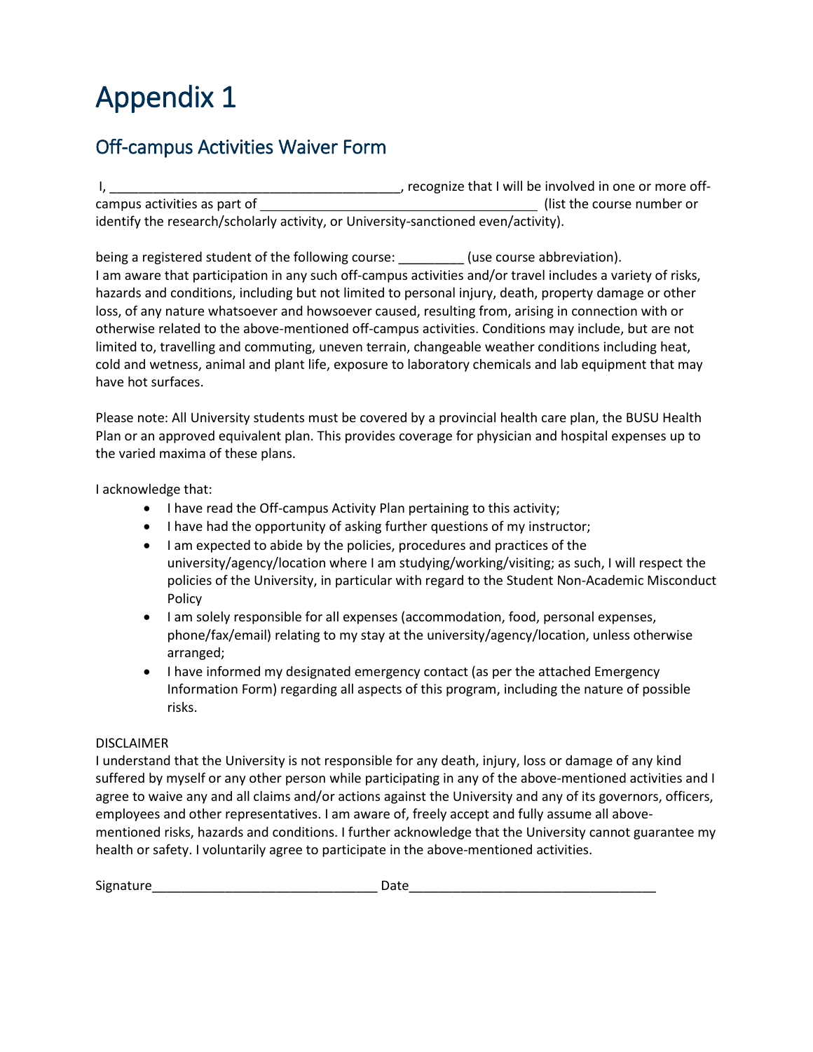# Appendix 1

## Off-campus Activities Waiver Form

I, ________________________________________, recognize that I will be involved in one or more off-campus activities as part of ______________________________________ (list the course number or identify the research/scholarly activity, or University-sanctioned even/activity).

being a registered student of the following course: _________ (use course abbreviation).
I am aware that participation in any such off-campus activities and/or travel includes a variety of risks, hazards and conditions, including but not limited to personal injury, death, property damage or other loss, of any nature whatsoever and howsoever caused, resulting from, arising in connection with or otherwise related to the above-mentioned off-campus activities. Conditions may include, but are not limited to, travelling and commuting, uneven terrain, changeable weather conditions including heat, cold and wetness, animal and plant life, exposure to laboratory chemicals and lab equipment that may have hot surfaces.

Please note: All University students must be covered by a provincial health care plan, the BUSU Health Plan or an approved equivalent plan. This provides coverage for physician and hospital expenses up to the varied maxima of these plans.

I acknowledge that:

- I have read the Off-campus Activity Plan pertaining to this activity;
- I have had the opportunity of asking further questions of my instructor;
- I am expected to abide by the policies, procedures and practices of the university/agency/location where I am studying/working/visiting; as such, I will respect the policies of the University, in particular with regard to the Student Non-Academic Misconduct Policy
- I am solely responsible for all expenses (accommodation, food, personal expenses, phone/fax/email) relating to my stay at the university/agency/location, unless otherwise arranged;
- I have informed my designated emergency contact (as per the attached Emergency Information Form) regarding all aspects of this program, including the nature of possible risks.

DISCLAIMER
I understand that the University is not responsible for any death, injury, loss or damage of any kind suffered by myself or any other person while participating in any of the above-mentioned activities and I agree to waive any and all claims and/or actions against the University and any of its governors, officers, employees and other representatives. I am aware of, freely accept and fully assume all above-mentioned risks, hazards and conditions. I further acknowledge that the University cannot guarantee my health or safety. I voluntarily agree to participate in the above-mentioned activities.

Signature______________________________ Date_________________________________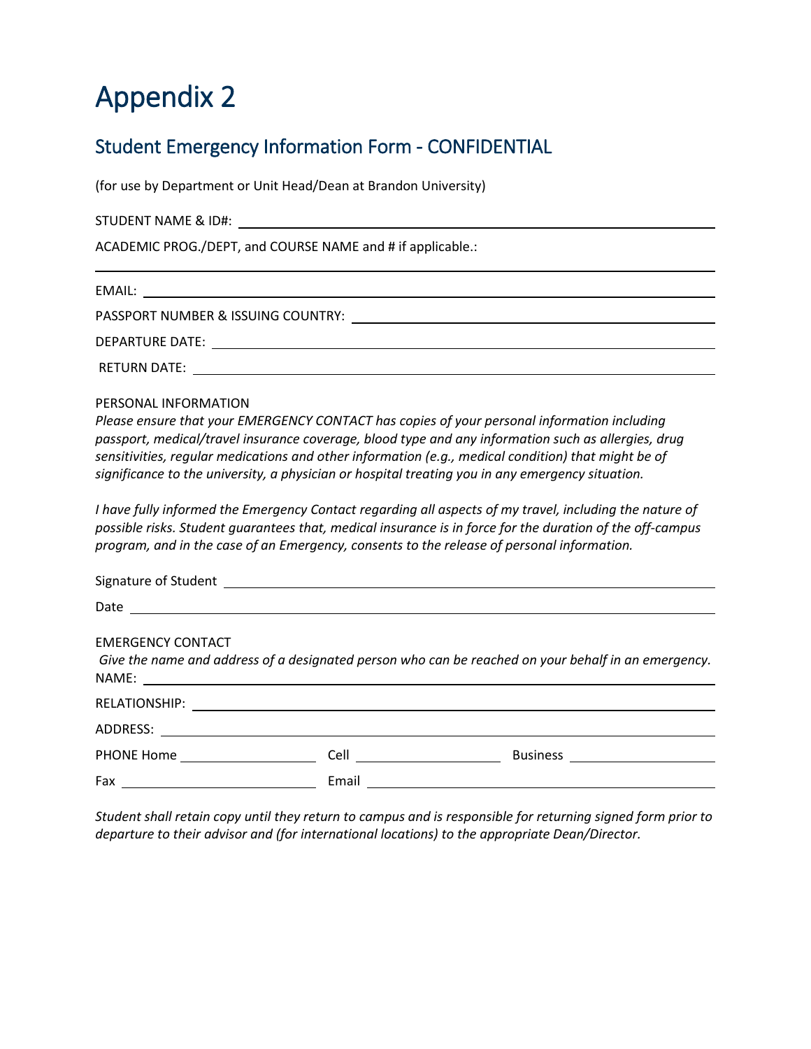# Appendix 2

## Student Emergency Information Form - CONFIDENTIAL

(for use by Department or Unit Head/Dean at Brandon University)

STUDENT NAME & ID#: ______________________________

ACADEMIC PROG./DEPT, and COURSE NAME and # if applicable.:

______________________________

EMAIL: ______________________________

PASSPORT NUMBER & ISSUING COUNTRY: ______________________________

DEPARTURE DATE: ______________________________

RETURN DATE: ______________________________

PERSONAL INFORMATION

*Please ensure that your EMERGENCY CONTACT has copies of your personal information including passport, medical/travel insurance coverage, blood type and any information such as allergies, drug sensitivities, regular medications and other information (e.g., medical condition) that might be of significance to the university, a physician or hospital treating you in any emergency situation.*

*I have fully informed the Emergency Contact regarding all aspects of my travel, including the nature of possible risks. Student guarantees that, medical insurance is in force for the duration of the off-campus program, and in the case of an Emergency, consents to the release of personal information.*

Signature of Student ______________________________

Date ______________________________

EMERGENCY CONTACT

*Give the name and address of a designated person who can be reached on your behalf in an emergency.*

NAME: ______________________________

RELATIONSHIP: ______________________________

ADDRESS: ______________________________

PHONE Home ____________ Cell ____________ Business ____________

Fax ____________ Email ______________________________

*Student shall retain copy until they return to campus and is responsible for returning signed form prior to departure to their advisor and (for international locations) to the appropriate Dean/Director.*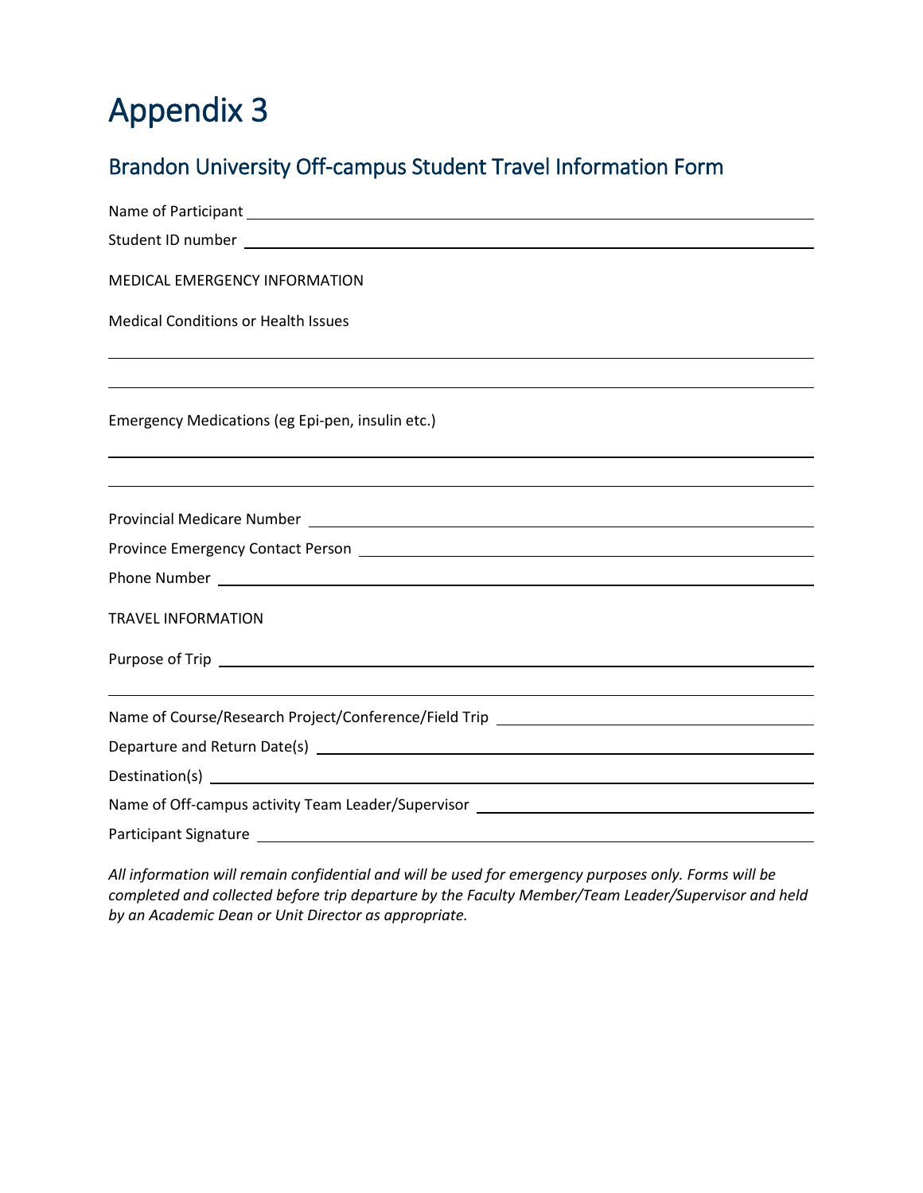# Appendix 3

## Brandon University Off-campus Student Travel Information Form

Name of Participant ____________________________________________

Student ID number ____________________________________________

MEDICAL EMERGENCY INFORMATION

Medical Conditions or Health Issues

____________________________________________

____________________________________________

Emergency Medications (eg Epi-pen, insulin etc.)

____________________________________________

____________________________________________

Provincial Medicare Number ____________________________________________

Province Emergency Contact Person ____________________________________________

Phone Number ____________________________________________

TRAVEL INFORMATION

Purpose of Trip ____________________________________________

____________________________________________

Name of Course/Research Project/Conference/Field Trip ____________________________________________

Departure and Return Date(s) ____________________________________________

Destination(s) ____________________________________________

Name of Off-campus activity Team Leader/Supervisor ____________________________________________

Participant Signature ____________________________________________

*All information will remain confidential and will be used for emergency purposes only. Forms will be completed and collected before trip departure by the Faculty Member/Team Leader/Supervisor and held by an Academic Dean or Unit Director as appropriate.*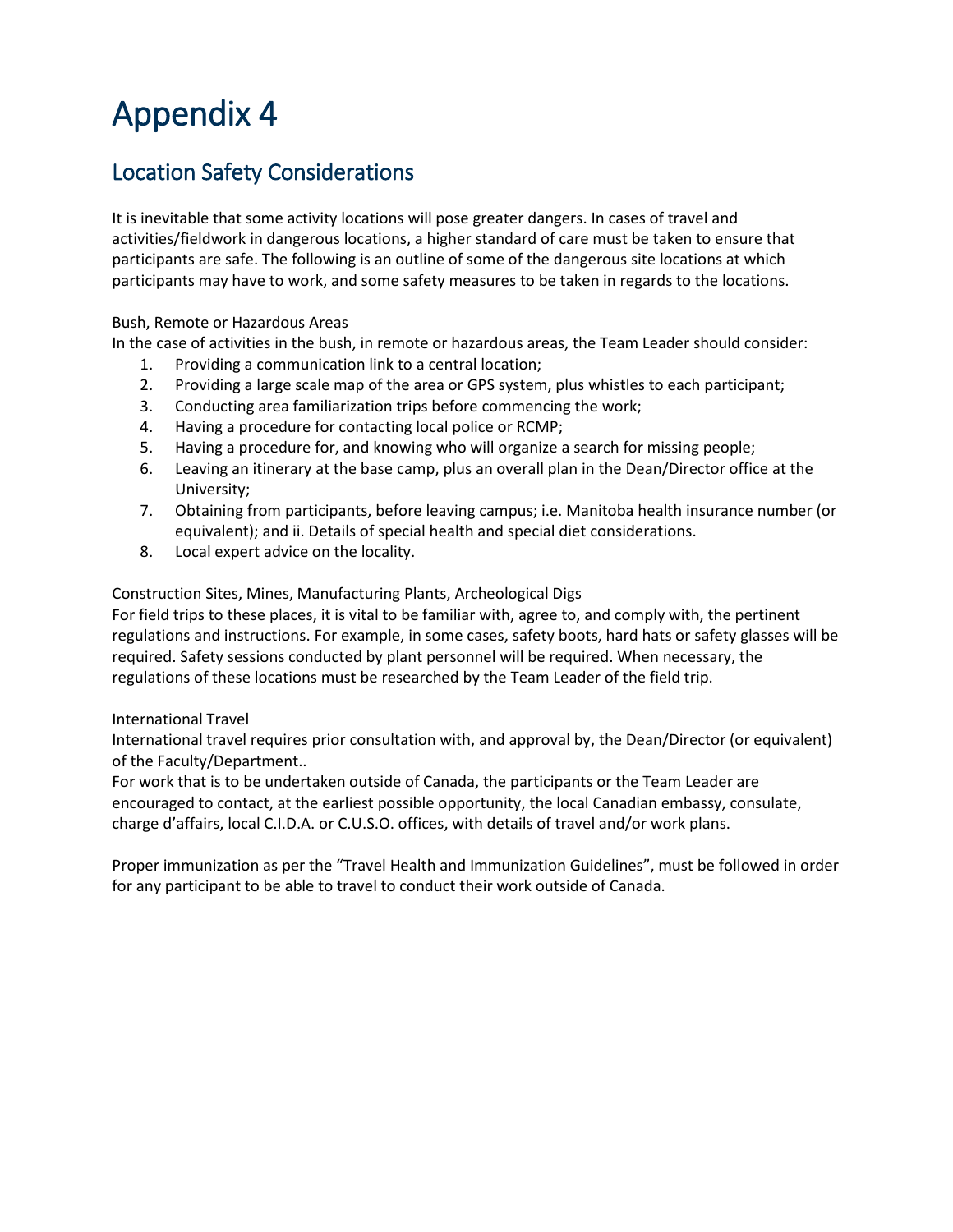# Appendix 4

## Location Safety Considerations

It is inevitable that some activity locations will pose greater dangers. In cases of travel and activities/fieldwork in dangerous locations, a higher standard of care must be taken to ensure that participants are safe. The following is an outline of some of the dangerous site locations at which participants may have to work, and some safety measures to be taken in regards to the locations.

Bush, Remote or Hazardous Areas

In the case of activities in the bush, in remote or hazardous areas, the Team Leader should consider:

1. Providing a communication link to a central location;
2. Providing a large scale map of the area or GPS system, plus whistles to each participant;
3. Conducting area familiarization trips before commencing the work;
4. Having a procedure for contacting local police or RCMP;
5. Having a procedure for, and knowing who will organize a search for missing people;
6. Leaving an itinerary at the base camp, plus an overall plan in the Dean/Director office at the University;
7. Obtaining from participants, before leaving campus; i.e. Manitoba health insurance number (or equivalent); and ii. Details of special health and special diet considerations.
8. Local expert advice on the locality.

Construction Sites, Mines, Manufacturing Plants, Archeological Digs

For field trips to these places, it is vital to be familiar with, agree to, and comply with, the pertinent regulations and instructions. For example, in some cases, safety boots, hard hats or safety glasses will be required. Safety sessions conducted by plant personnel will be required. When necessary, the regulations of these locations must be researched by the Team Leader of the field trip.

International Travel

International travel requires prior consultation with, and approval by, the Dean/Director (or equivalent) of the Faculty/Department..

For work that is to be undertaken outside of Canada, the participants or the Team Leader are encouraged to contact, at the earliest possible opportunity, the local Canadian embassy, consulate, charge d'affairs, local C.I.D.A. or C.U.S.O. offices, with details of travel and/or work plans.

Proper immunization as per the "Travel Health and Immunization Guidelines", must be followed in order for any participant to be able to travel to conduct their work outside of Canada.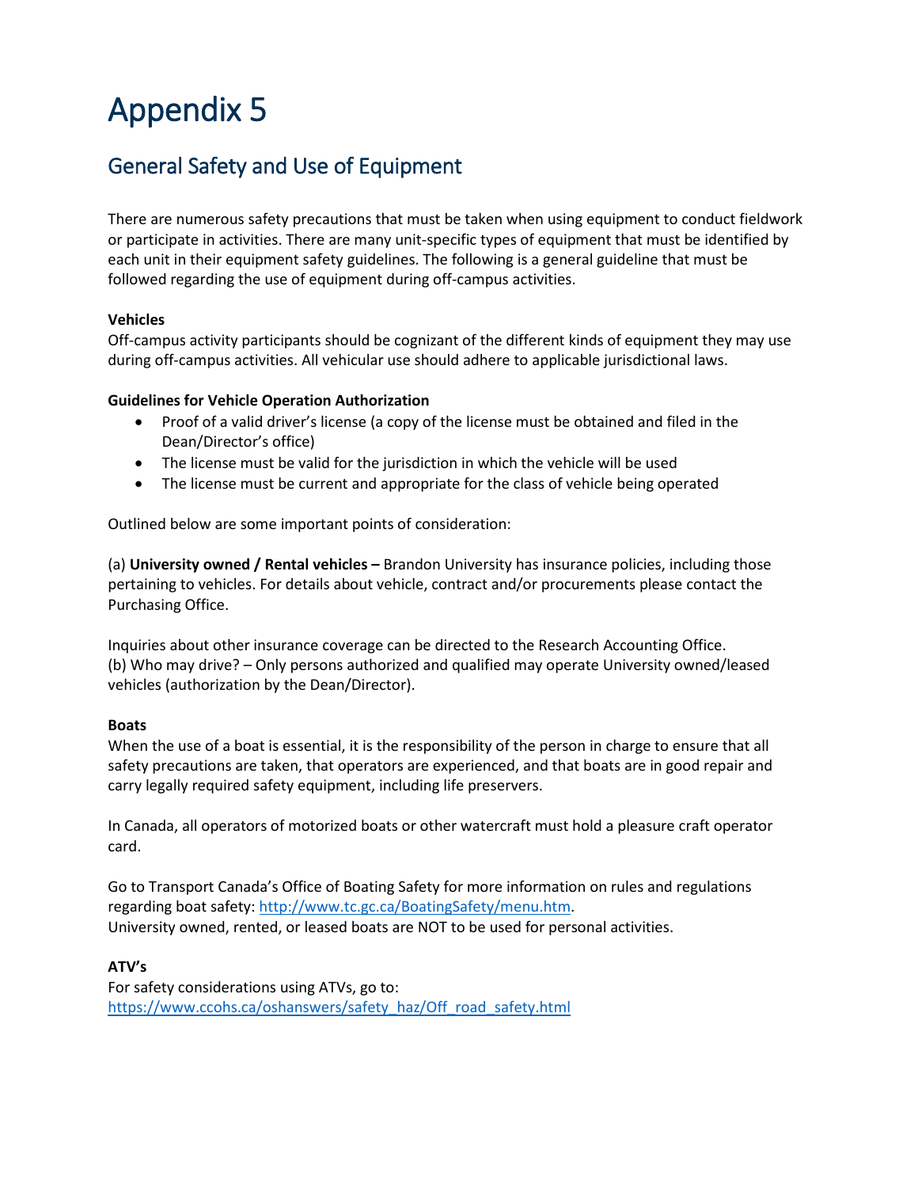# Appendix 5

## General Safety and Use of Equipment

There are numerous safety precautions that must be taken when using equipment to conduct fieldwork or participate in activities. There are many unit-specific types of equipment that must be identified by each unit in their equipment safety guidelines. The following is a general guideline that must be followed regarding the use of equipment during off-campus activities.

**Vehicles**
Off-campus activity participants should be cognizant of the different kinds of equipment they may use during off-campus activities. All vehicular use should adhere to applicable jurisdictional laws.

**Guidelines for Vehicle Operation Authorization**

- Proof of a valid driver's license (a copy of the license must be obtained and filed in the Dean/Director's office)
- The license must be valid for the jurisdiction in which the vehicle will be used
- The license must be current and appropriate for the class of vehicle being operated

Outlined below are some important points of consideration:

(a) **University owned / Rental vehicles –** Brandon University has insurance policies, including those pertaining to vehicles. For details about vehicle, contract and/or procurements please contact the Purchasing Office.

Inquiries about other insurance coverage can be directed to the Research Accounting Office.
(b) Who may drive? – Only persons authorized and qualified may operate University owned/leased vehicles (authorization by the Dean/Director).

**Boats**
When the use of a boat is essential, it is the responsibility of the person in charge to ensure that all safety precautions are taken, that operators are experienced, and that boats are in good repair and carry legally required safety equipment, including life preservers.

In Canada, all operators of motorized boats or other watercraft must hold a pleasure craft operator card.

Go to Transport Canada's Office of Boating Safety for more information on rules and regulations regarding boat safety: [http://www.tc.gc.ca/BoatingSafety/menu.htm](http://www.tc.gc.ca/BoatingSafety/menu.htm).
University owned, rented, or leased boats are NOT to be used for personal activities.

**ATV's**
For safety considerations using ATVs, go to:
[https://www.ccohs.ca/oshanswers/safety_haz/Off_road_safety.html](https://www.ccohs.ca/oshanswers/safety_haz/Off_road_safety.html)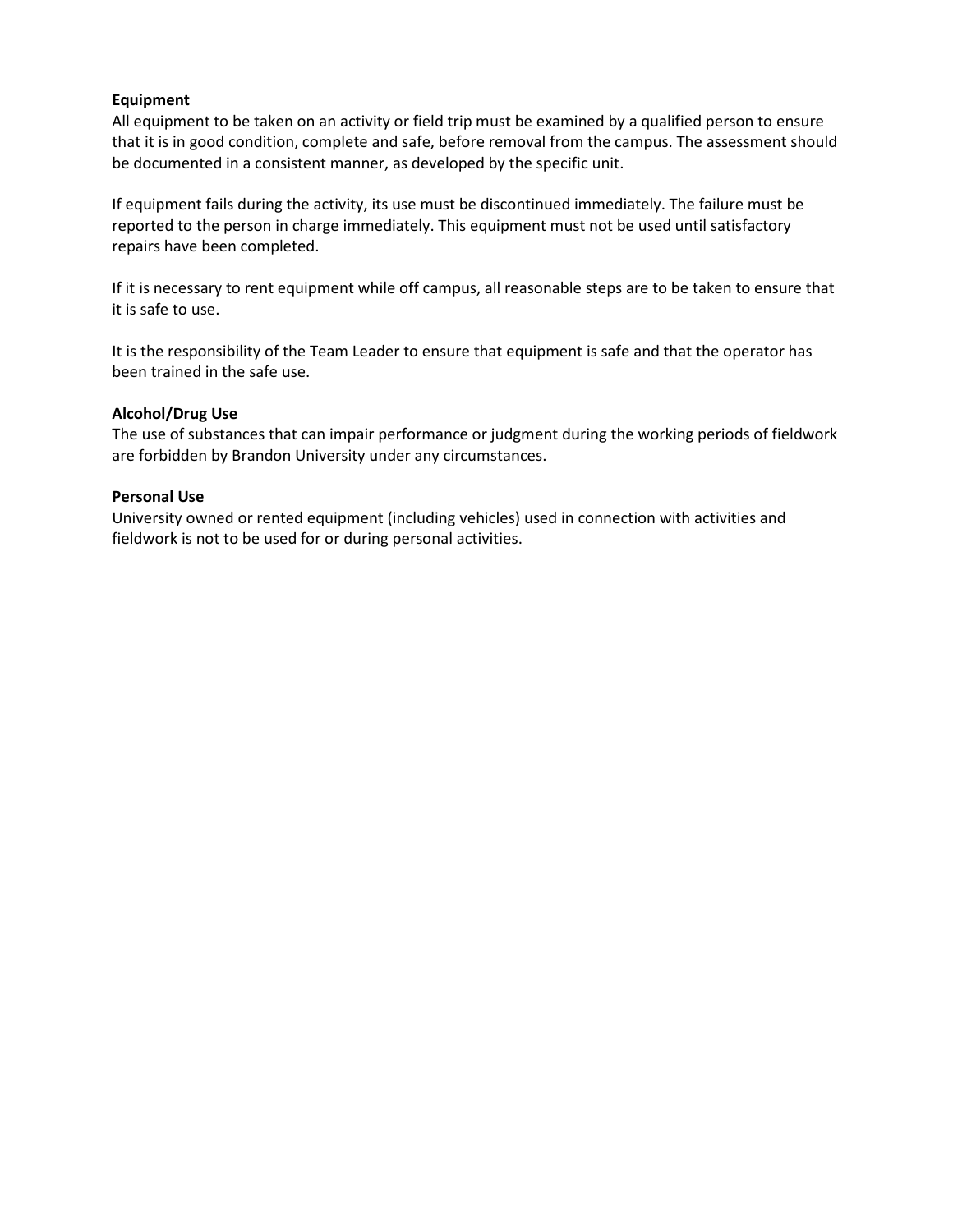**Equipment**

All equipment to be taken on an activity or field trip must be examined by a qualified person to ensure that it is in good condition, complete and safe, before removal from the campus. The assessment should be documented in a consistent manner, as developed by the specific unit.

If equipment fails during the activity, its use must be discontinued immediately. The failure must be reported to the person in charge immediately. This equipment must not be used until satisfactory repairs have been completed.

If it is necessary to rent equipment while off campus, all reasonable steps are to be taken to ensure that it is safe to use.

It is the responsibility of the Team Leader to ensure that equipment is safe and that the operator has been trained in the safe use.

**Alcohol/Drug Use**

The use of substances that can impair performance or judgment during the working periods of fieldwork are forbidden by Brandon University under any circumstances.

**Personal Use**

University owned or rented equipment (including vehicles) used in connection with activities and fieldwork is not to be used for or during personal activities.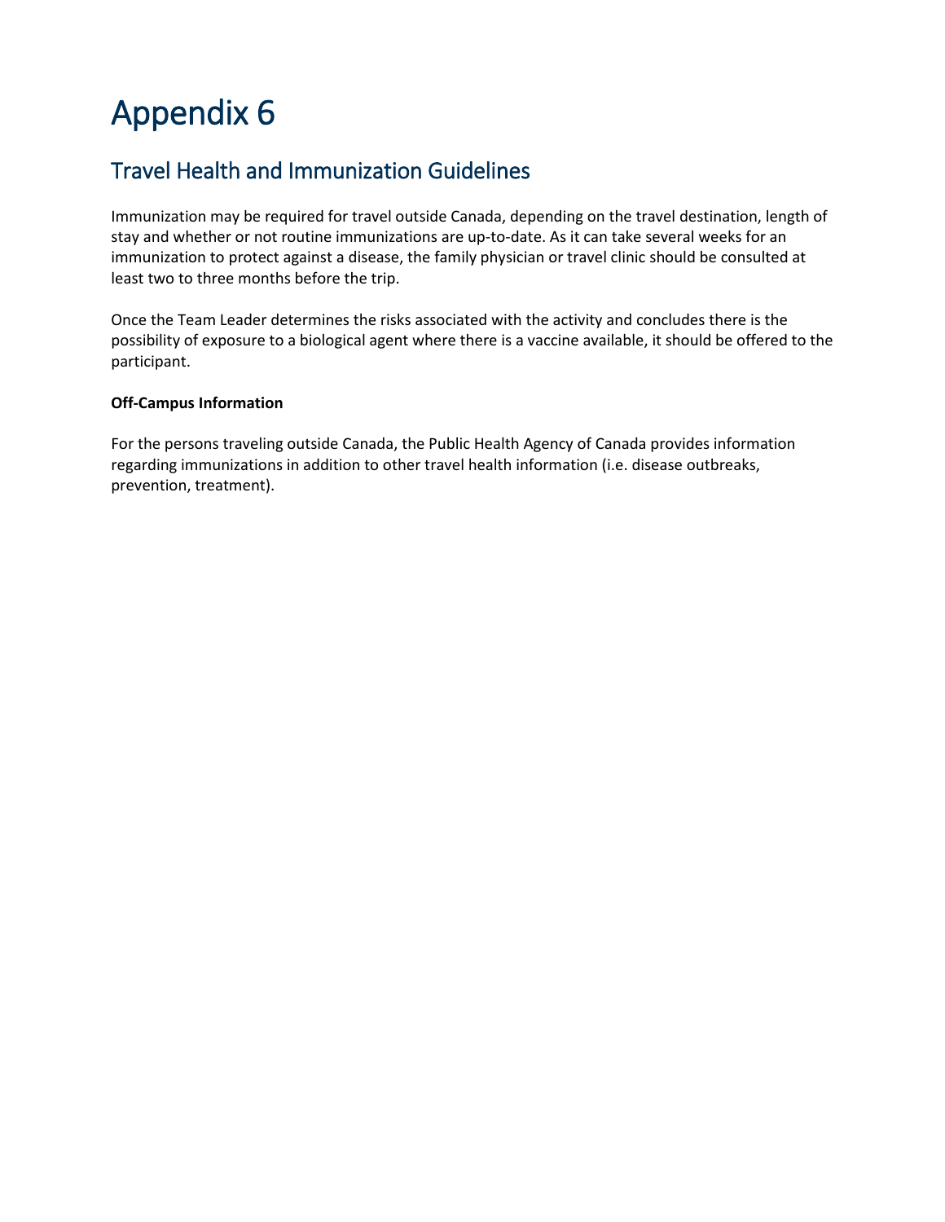# Appendix 6

## Travel Health and Immunization Guidelines

Immunization may be required for travel outside Canada, depending on the travel destination, length of stay and whether or not routine immunizations are up-to-date. As it can take several weeks for an immunization to protect against a disease, the family physician or travel clinic should be consulted at least two to three months before the trip.

Once the Team Leader determines the risks associated with the activity and concludes there is the possibility of exposure to a biological agent where there is a vaccine available, it should be offered to the participant.

**Off-Campus Information**

For the persons traveling outside Canada, the Public Health Agency of Canada provides information regarding immunizations in addition to other travel health information (i.e. disease outbreaks, prevention, treatment).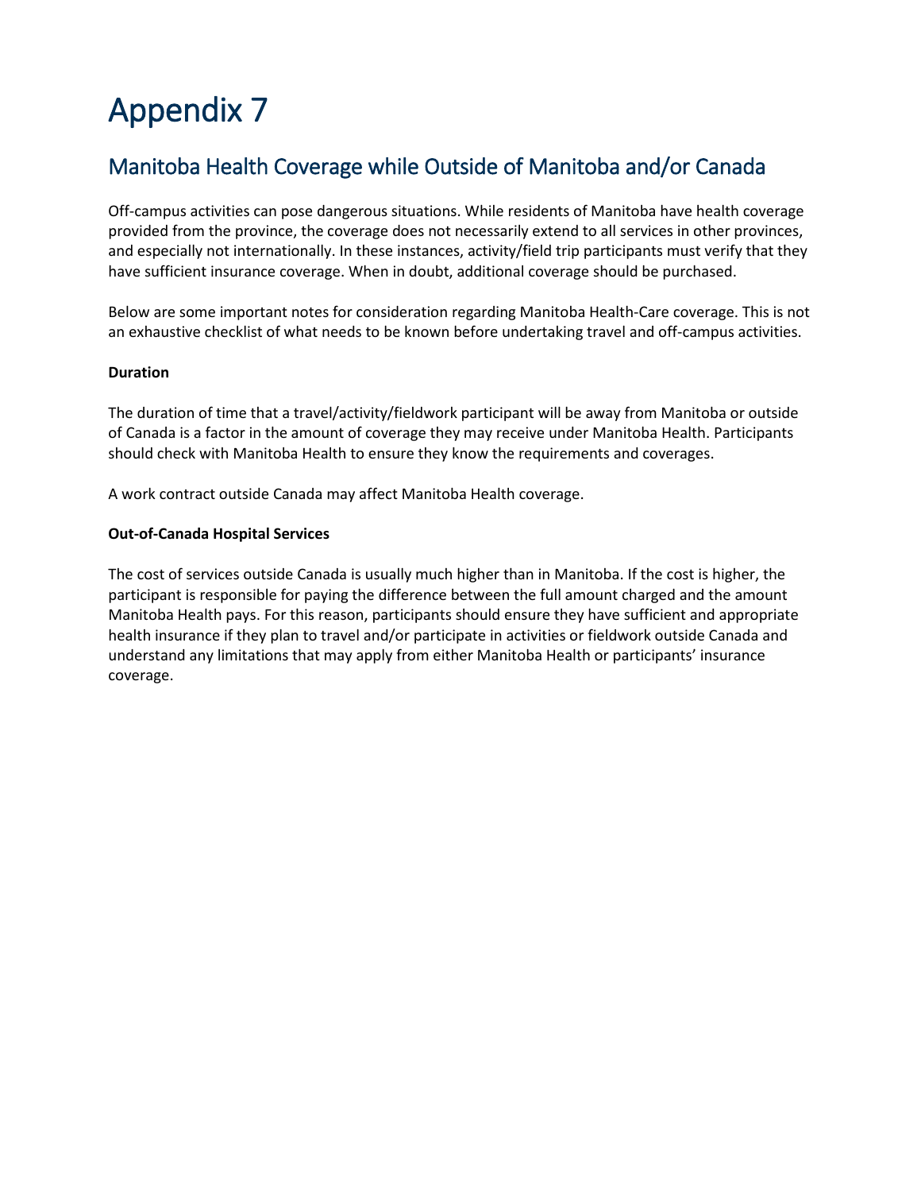# Appendix 7

## Manitoba Health Coverage while Outside of Manitoba and/or Canada

Off-campus activities can pose dangerous situations. While residents of Manitoba have health coverage provided from the province, the coverage does not necessarily extend to all services in other provinces, and especially not internationally. In these instances, activity/field trip participants must verify that they have sufficient insurance coverage. When in doubt, additional coverage should be purchased.

Below are some important notes for consideration regarding Manitoba Health-Care coverage. This is not an exhaustive checklist of what needs to be known before undertaking travel and off-campus activities.

**Duration**

The duration of time that a travel/activity/fieldwork participant will be away from Manitoba or outside of Canada is a factor in the amount of coverage they may receive under Manitoba Health. Participants should check with Manitoba Health to ensure they know the requirements and coverages.

A work contract outside Canada may affect Manitoba Health coverage.

**Out-of-Canada Hospital Services**

The cost of services outside Canada is usually much higher than in Manitoba. If the cost is higher, the participant is responsible for paying the difference between the full amount charged and the amount Manitoba Health pays. For this reason, participants should ensure they have sufficient and appropriate health insurance if they plan to travel and/or participate in activities or fieldwork outside Canada and understand any limitations that may apply from either Manitoba Health or participants' insurance coverage.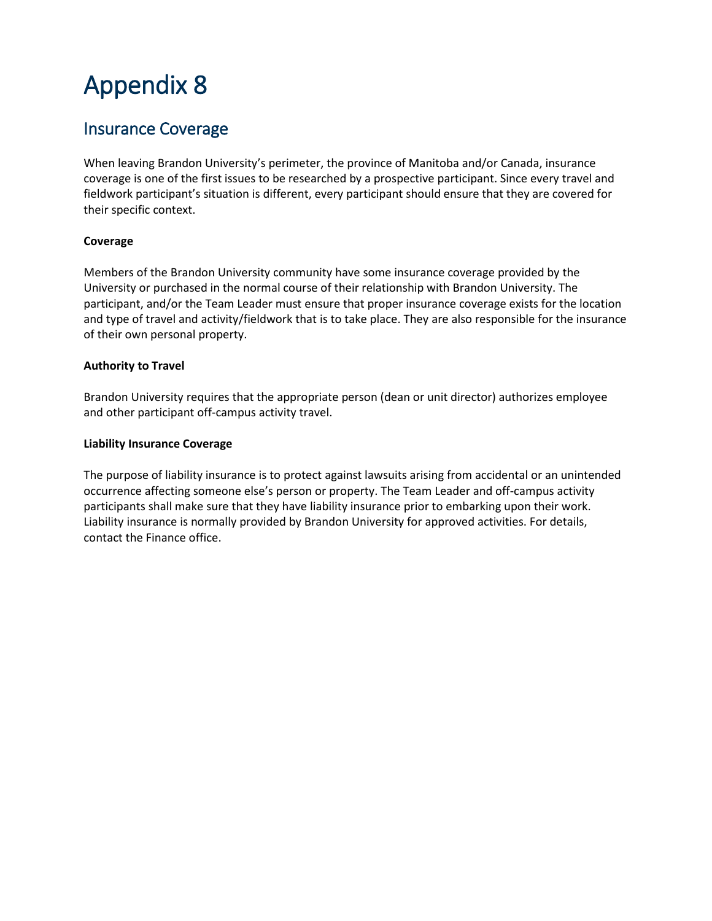# Appendix 8

## Insurance Coverage

When leaving Brandon University's perimeter, the province of Manitoba and/or Canada, insurance coverage is one of the first issues to be researched by a prospective participant. Since every travel and fieldwork participant's situation is different, every participant should ensure that they are covered for their specific context.

**Coverage**

Members of the Brandon University community have some insurance coverage provided by the University or purchased in the normal course of their relationship with Brandon University. The participant, and/or the Team Leader must ensure that proper insurance coverage exists for the location and type of travel and activity/fieldwork that is to take place. They are also responsible for the insurance of their own personal property.

**Authority to Travel**

Brandon University requires that the appropriate person (dean or unit director) authorizes employee and other participant off-campus activity travel.

**Liability Insurance Coverage**

The purpose of liability insurance is to protect against lawsuits arising from accidental or an unintended occurrence affecting someone else's person or property. The Team Leader and off-campus activity participants shall make sure that they have liability insurance prior to embarking upon their work. Liability insurance is normally provided by Brandon University for approved activities. For details, contact the Finance office.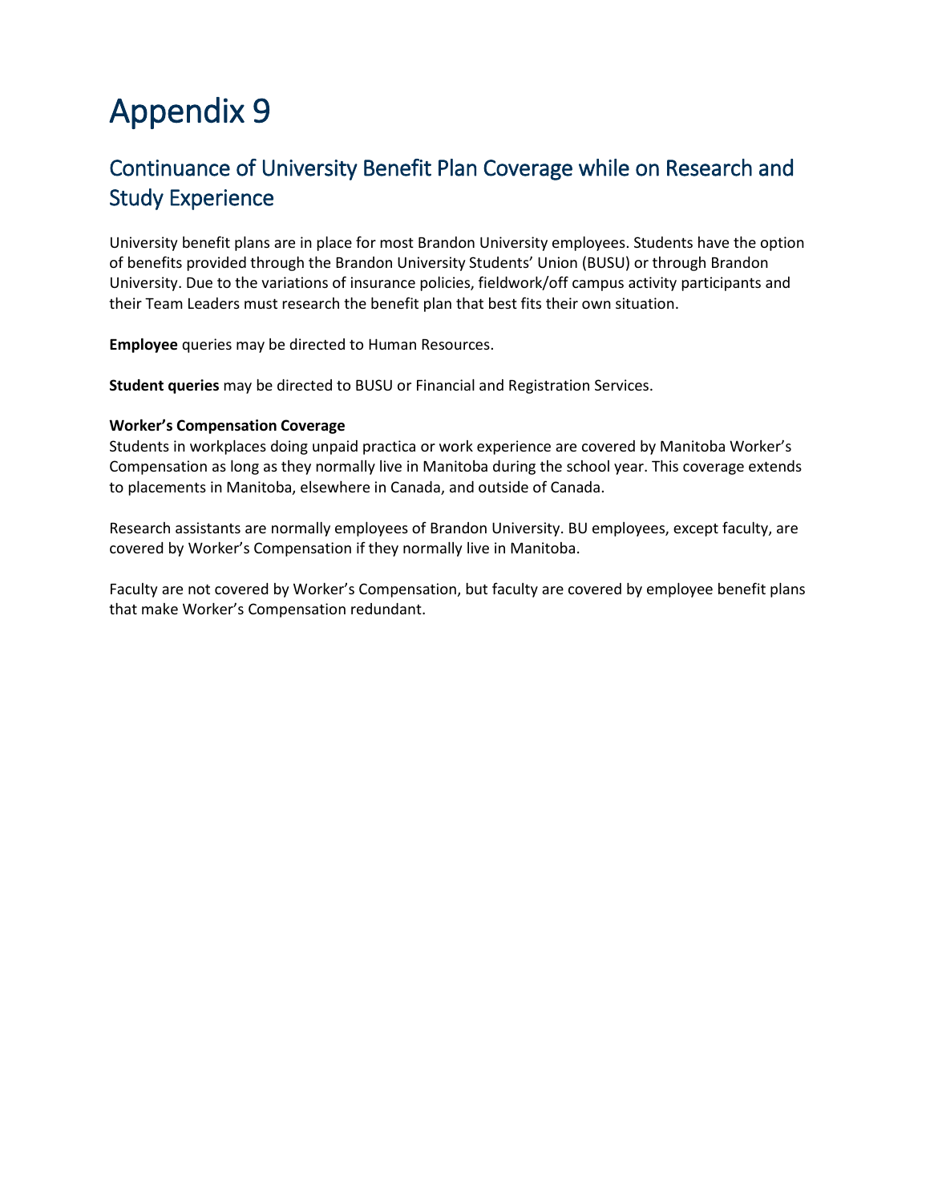# Appendix 9

## Continuance of University Benefit Plan Coverage while on Research and Study Experience

University benefit plans are in place for most Brandon University employees. Students have the option of benefits provided through the Brandon University Students' Union (BUSU) or through Brandon University. Due to the variations of insurance policies, fieldwork/off campus activity participants and their Team Leaders must research the benefit plan that best fits their own situation.

**Employee** queries may be directed to Human Resources.

**Student queries** may be directed to BUSU or Financial and Registration Services.

**Worker's Compensation Coverage**

Students in workplaces doing unpaid practica or work experience are covered by Manitoba Worker's Compensation as long as they normally live in Manitoba during the school year. This coverage extends to placements in Manitoba, elsewhere in Canada, and outside of Canada.

Research assistants are normally employees of Brandon University. BU employees, except faculty, are covered by Worker's Compensation if they normally live in Manitoba.

Faculty are not covered by Worker's Compensation, but faculty are covered by employee benefit plans that make Worker's Compensation redundant.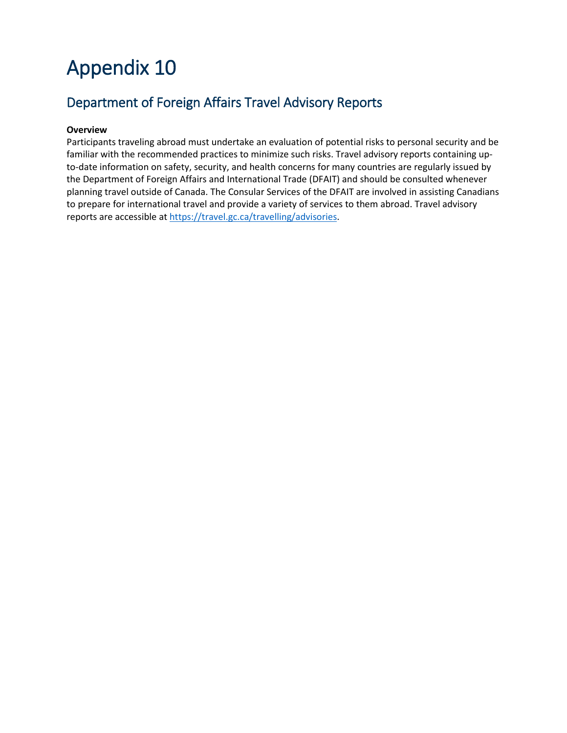# Appendix 10

## Department of Foreign Affairs Travel Advisory Reports

**Overview**

Participants traveling abroad must undertake an evaluation of potential risks to personal security and be familiar with the recommended practices to minimize such risks. Travel advisory reports containing up-to-date information on safety, security, and health concerns for many countries are regularly issued by the Department of Foreign Affairs and International Trade (DFAIT) and should be consulted whenever planning travel outside of Canada. The Consular Services of the DFAIT are involved in assisting Canadians to prepare for international travel and provide a variety of services to them abroad. Travel advisory reports are accessible at [https://travel.gc.ca/travelling/advisories](https://travel.gc.ca/travelling/advisories).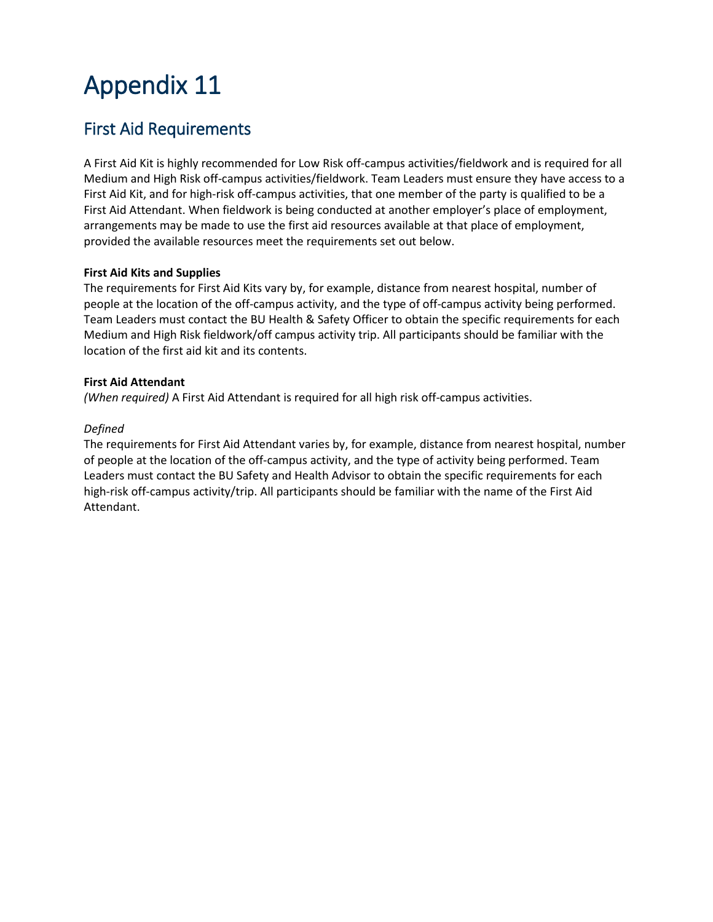# Appendix 11

## First Aid Requirements

A First Aid Kit is highly recommended for Low Risk off-campus activities/fieldwork and is required for all Medium and High Risk off-campus activities/fieldwork. Team Leaders must ensure they have access to a First Aid Kit, and for high-risk off-campus activities, that one member of the party is qualified to be a First Aid Attendant. When fieldwork is being conducted at another employer's place of employment, arrangements may be made to use the first aid resources available at that place of employment, provided the available resources meet the requirements set out below.

**First Aid Kits and Supplies**

The requirements for First Aid Kits vary by, for example, distance from nearest hospital, number of people at the location of the off-campus activity, and the type of off-campus activity being performed. Team Leaders must contact the BU Health & Safety Officer to obtain the specific requirements for each Medium and High Risk fieldwork/off campus activity trip. All participants should be familiar with the location of the first aid kit and its contents.

**First Aid Attendant**

*(When required)* A First Aid Attendant is required for all high risk off-campus activities.

*Defined*

The requirements for First Aid Attendant varies by, for example, distance from nearest hospital, number of people at the location of the off-campus activity, and the type of activity being performed. Team Leaders must contact the BU Safety and Health Advisor to obtain the specific requirements for each high-risk off-campus activity/trip. All participants should be familiar with the name of the First Aid Attendant.